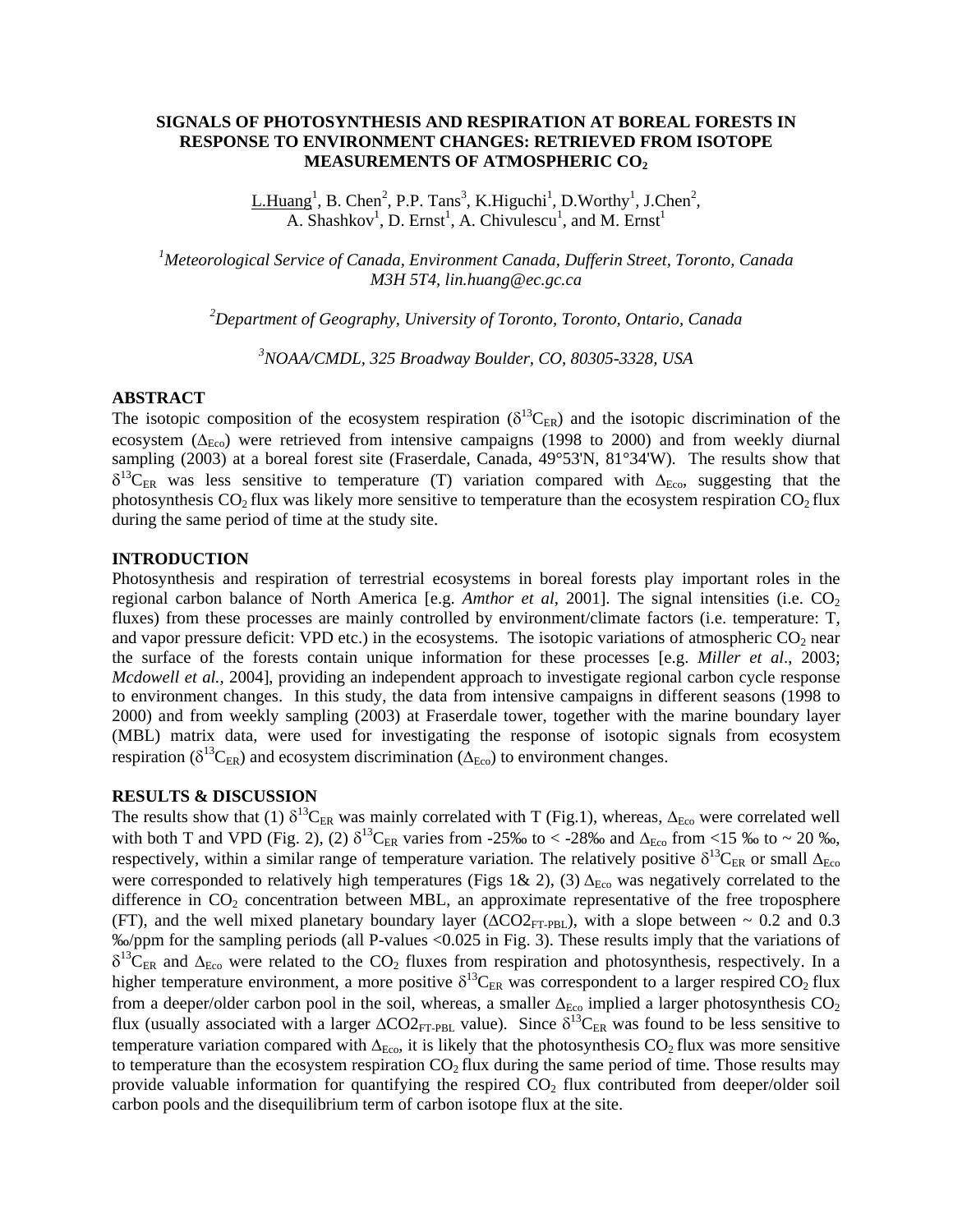# SIGNALS OF PHOTOSYNTHESIS AND RESPIRATION AT BOREAL FORESTS IN RESPONSE TO ENVIRONMENT CHANGES: RETRIEVED FROM ISOTOPE MEASUREMENTS OF ATMOSPHERIC $CO_2$

L.Huang[1], B. Chen[2], P.P. Tans[3], K.Higuchi[1], D.Worthy[1], J.Chen[2], A. Shashkov[1], D. Ernst[1], A. Chivulescu[1], and M. Ernst[1]

[1]*Meteorological Service of Canada, Environment Canada, Dufferin Street, Toronto, Canada M3H 5T4, lin.huang@ec.gc.ca*

[2]*Department of Geography, University of Toronto, Toronto, Ontario, Canada*

[3]*NOAA/CMDL, 325 Broadway Boulder, CO, 80305-3328, USA*

## ABSTRACT

The isotopic composition of the ecosystem respiration ($\delta^{13}C_{ER}$) and the isotopic discrimination of the ecosystem ($\Delta_{Eco}$) were retrieved from intensive campaigns (1998 to 2000) and from weekly diurnal sampling (2003) at a boreal forest site (Fraserdale, Canada, 49°53'N, 81°34'W). The results show that $\delta^{13}C_{ER}$ was less sensitive to temperature (T) variation compared with $\Delta_{Eco}$, suggesting that the photosynthesis $CO_2$ flux was likely more sensitive to temperature than the ecosystem respiration $CO_2$ flux during the same period of time at the study site.

## INTRODUCTION

Photosynthesis and respiration of terrestrial ecosystems in boreal forests play important roles in the regional carbon balance of North America [e.g. *Amthor et al*, 2001]. The signal intensities (i.e. $CO_2$ fluxes) from these processes are mainly controlled by environment/climate factors (i.e. temperature: T, and vapor pressure deficit: VPD etc.) in the ecosystems. The isotopic variations of atmospheric $CO_2$ near the surface of the forests contain unique information for these processes [e.g. *Miller et al*., 2003; *Mcdowell et al.,* 2004], providing an independent approach to investigate regional carbon cycle response to environment changes. In this study, the data from intensive campaigns in different seasons (1998 to 2000) and from weekly sampling (2003) at Fraserdale tower, together with the marine boundary layer (MBL) matrix data, were used for investigating the response of isotopic signals from ecosystem respiration ($\delta^{13}C_{ER}$) and ecosystem discrimination ($\Delta_{Eco}$) to environment changes.

## RESULTS & DISCUSSION

The results show that (1) $\delta^{13}C_{ER}$ was mainly correlated with T (Fig.1), whereas, $\Delta_{Eco}$ were correlated well with both T and VPD (Fig. 2), (2) $\delta^{13}C_{ER}$ varies from -25‰ to < -28‰ and $\Delta_{Eco}$ from <15 ‰ to ~ 20 ‰, respectively, within a similar range of temperature variation. The relatively positive $\delta^{13}C_{ER}$ or small $\Delta_{Eco}$ were corresponded to relatively high temperatures (Figs 1& 2), (3) $\Delta_{Eco}$ was negatively correlated to the difference in $CO_2$ concentration between MBL, an approximate representative of the free troposphere (FT), and the well mixed planetary boundary layer ($\Delta CO2_{FT\text{-}PBL}$), with a slope between ~ 0.2 and 0.3 ‰/ppm for the sampling periods (all P-values <0.025 in Fig. 3). These results imply that the variations of $\delta^{13}C_{ER}$ and $\Delta_{Eco}$ were related to the $CO_2$ fluxes from respiration and photosynthesis, respectively. In a higher temperature environment, a more positive $\delta^{13}C_{ER}$ was correspondent to a larger respired $CO_2$ flux from a deeper/older carbon pool in the soil, whereas, a smaller $\Delta_{Eco}$ implied a larger photosynthesis $CO_2$ flux (usually associated with a larger $\Delta CO2_{FT\text{-}PBL}$ value). Since $\delta^{13}C_{ER}$ was found to be less sensitive to temperature variation compared with $\Delta_{Eco}$, it is likely that the photosynthesis $CO_2$ flux was more sensitive to temperature than the ecosystem respiration $CO_2$ flux during the same period of time. Those results may provide valuable information for quantifying the respired $CO_2$ flux contributed from deeper/older soil carbon pools and the disequilibrium term of carbon isotope flux at the site.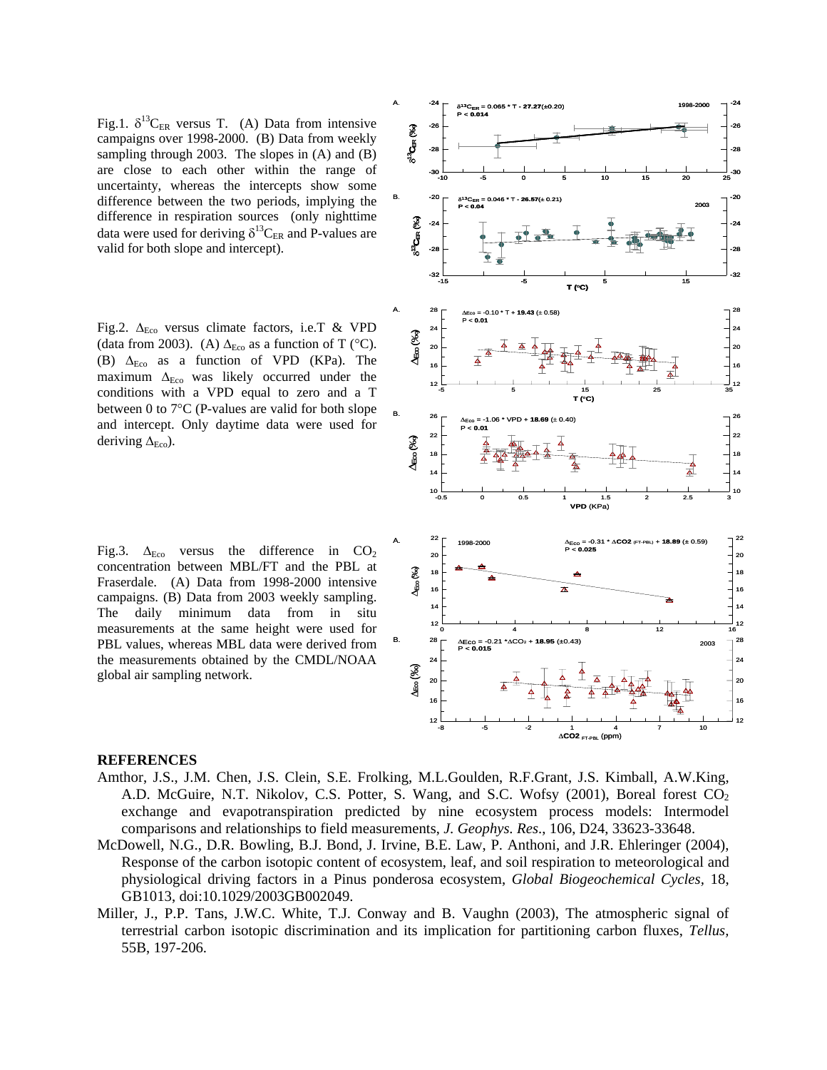Fig.1. $\delta^{13}C_{ER}$ versus T. (A) Data from intensive campaigns over 1998-2000. (B) Data from weekly sampling through 2003. The slopes in (A) and (B) are close to each other within the range of uncertainty, whereas the intercepts show some difference between the two periods, implying the difference in respiration sources (only nighttime data were used for deriving $\delta^{13}C_{ER}$ and P-values are valid for both slope and intercept).

A.
$\delta^{13}C_{ER}$ = 0.065 * T - 27.27(±0.20)
P < 0.014
1998-2000
$\delta^{13}C_{ER}$ (‰)
-24
-26
-28
-30
-10
-5
0
5
10
15
20
25

B.
$\delta^{13}C_{ER}$ = 0.046 * T - 26.57(± 0.21)
P < 0.04
2003
$\delta^{13}C_{ER}$ (‰)
-20
-24
-28
-32
-15
-5
5
15
T (°C)

Fig.2. $\Delta_{Eco}$ versus climate factors, i.e.T & VPD (data from 2003). (A) $\Delta_{Eco}$ as a function of T (°C). (B) $\Delta_{Eco}$ as a function of VPD (KPa). The maximum $\Delta_{Eco}$ was likely occurred under the conditions with a VPD equal to zero and a T between 0 to 7°C (P-values are valid for both slope and intercept. Only daytime data were used for deriving $\Delta_{Eco}$).

A.
$\Delta_{Eco}$ = -0.10 * T + 19.43 (± 0.58)
P < 0.01
$\Delta_{Eco}$ (‰)
28
24
20
16
12
-5
5
15
25
35
T (°C)

B.
$\Delta_{Eco}$ = -1.06 * VPD + 18.69 (± 0.40)
P < 0.01
$\Delta_{Eco}$ (‰)
26
22
18
14
10
-0.5
0
0.5
1
1.5
2
2.5
3
VPD (KPa)

Fig.3. $\Delta_{Eco}$ versus the difference in $CO_2$ concentration between MBL/FT and the PBL at Fraserdale. (A) Data from 1998-2000 intensive campaigns. (B) Data from 2003 weekly sampling. The daily minimum data from in situ measurements at the same height were used for PBL values, whereas MBL data were derived from the measurements obtained by the CMDL/NOAA global air sampling network.

A.
1998-2000
$\Delta_{Eco}$ = -0.31 * $\Delta CO2_{(FT-PBL)}$ + 18.89 (± 0.59)
P < 0.025
$\Delta_{Eco}$ (‰)
22
20
18
16
14
12
0
4
8
12
16

B.
$\Delta_{Eco}$ = -0.21 * $\Delta CO_2$ + 18.95 (±0.43)
P < 0.015
2003
$\Delta_{Eco}$ (‰)
28
24
20
16
12
-8
-5
-2
1
4
7
10
$\Delta CO2_{FT-PBL}$ (ppm)

## REFERENCES

Amthor, J.S., J.M. Chen, J.S. Clein, S.E. Frolking, M.L.Goulden, R.F.Grant, J.S. Kimball, A.W.King, A.D. McGuire, N.T. Nikolov, C.S. Potter, S. Wang, and S.C. Wofsy (2001), Boreal forest $CO_2$ exchange and evapotranspiration predicted by nine ecosystem process models: Intermodel comparisons and relationships to field measurements, *J. Geophys. Res*., 106, D24, 33623-33648.

McDowell, N.G., D.R. Bowling, B.J. Bond, J. Irvine, B.E. Law, P. Anthoni, and J.R. Ehleringer (2004), Response of the carbon isotopic content of ecosystem, leaf, and soil respiration to meteorological and physiological driving factors in a Pinus ponderosa ecosystem, *Global Biogeochemical Cycles*, 18, GB1013, doi:10.1029/2003GB002049.

Miller, J., P.P. Tans, J.W.C. White, T.J. Conway and B. Vaughn (2003), The atmospheric signal of terrestrial carbon isotopic discrimination and its implication for partitioning carbon fluxes, *Tellus*, 55B, 197-206.